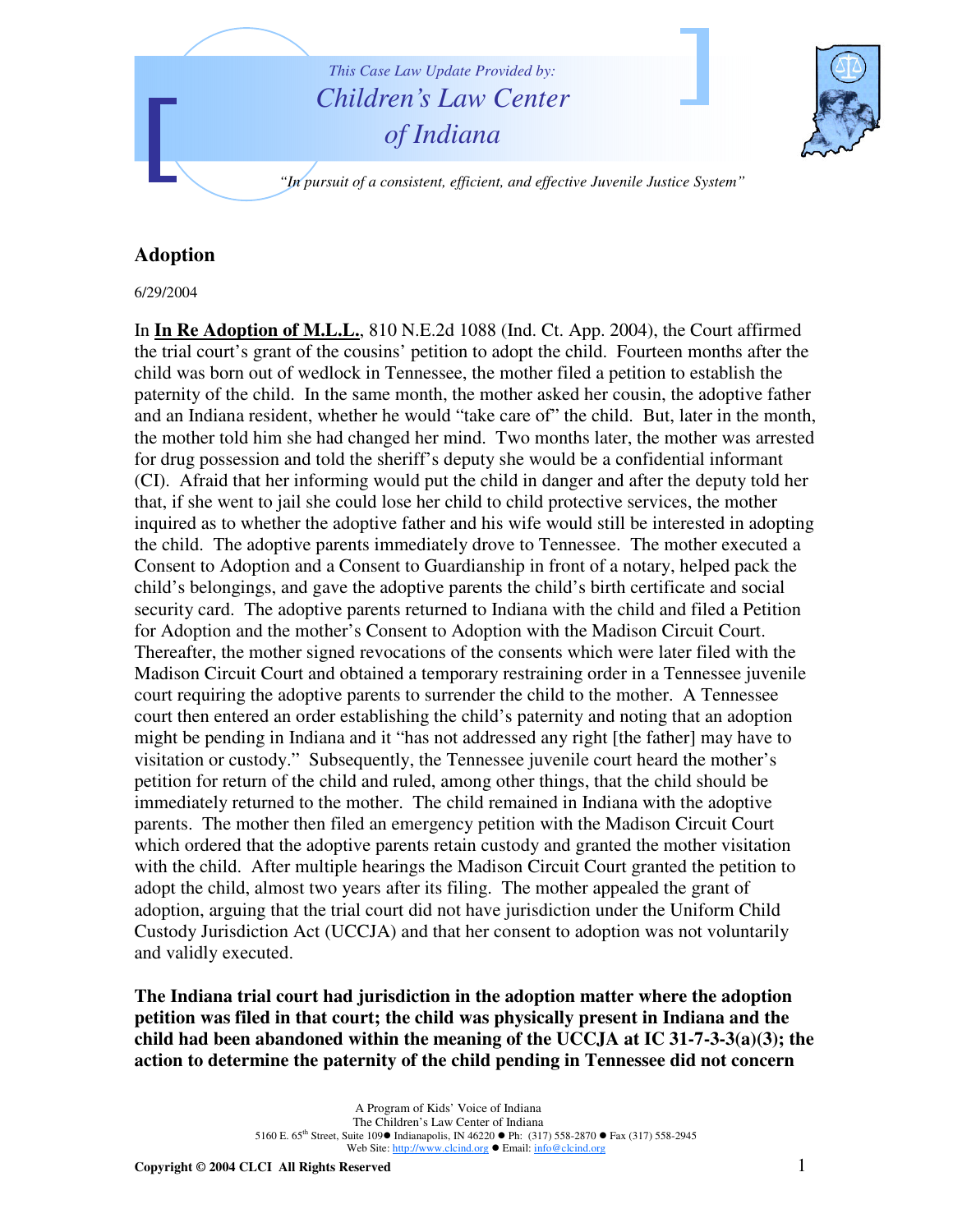*This Case Law Update Provided by:*

*Children's Law Center of Indiana*

*"In pursuit of a consistent, efficient, and effective Juvenile Justice System"*

## Adoption

6/29/2004

In **In Re Adoption of M.L.L.**, 810 N.E.2d 1088 (Ind. Ct. App. 2004), the Court affirmed the trial court's grant of the cousins' petition to adopt the child. Fourteen months after the child was born out of wedlock in Tennessee, the mother filed a petition to establish the paternity of the child. In the same month, the mother asked her cousin, the adoptive father and an Indiana resident, whether he would "take care of" the child. But, later in the month, the mother told him she had changed her mind. Two months later, the mother was arrested for drug possession and told the sheriff's deputy she would be a confidential informant (CI). Afraid that her informing would put the child in danger and after the deputy told her that, if she went to jail she could lose her child to child protective services, the mother inquired as to whether the adoptive father and his wife would still be interested in adopting the child. The adoptive parents immediately drove to Tennessee. The mother executed a Consent to Adoption and a Consent to Guardianship in front of a notary, helped pack the child's belongings, and gave the adoptive parents the child's birth certificate and social security card. The adoptive parents returned to Indiana with the child and filed a Petition for Adoption and the mother's Consent to Adoption with the Madison Circuit Court. Thereafter, the mother signed revocations of the consents which were later filed with the Madison Circuit Court and obtained a temporary restraining order in a Tennessee juvenile court requiring the adoptive parents to surrender the child to the mother. A Tennessee court then entered an order establishing the child's paternity and noting that an adoption might be pending in Indiana and it "has not addressed any right [the father] may have to visitation or custody." Subsequently, the Tennessee juvenile court heard the mother's petition for return of the child and ruled, among other things, that the child should be immediately returned to the mother. The child remained in Indiana with the adoptive parents. The mother then filed an emergency petition with the Madison Circuit Court which ordered that the adoptive parents retain custody and granted the mother visitation with the child. After multiple hearings the Madison Circuit Court granted the petition to adopt the child, almost two years after its filing. The mother appealed the grant of adoption, arguing that the trial court did not have jurisdiction under the Uniform Child Custody Jurisdiction Act (UCCJA) and that her consent to adoption was not voluntarily and validly executed.

**The Indiana trial court had jurisdiction in the adoption matter where the adoption petition was filed in that court; the child was physically present in Indiana and the child had been abandoned within the meaning of the UCCJA at IC 31-7-3-3(a)(3); the action to determine the paternity of the child pending in Tennessee did not concern**

A Program of Kids' Voice of Indiana
The Children's Law Center of Indiana
5160 E. 65th Street, Suite 109 ● Indianapolis, IN 46220 ● Ph: (317) 558-2870 ● Fax (317) 558-2945
Web Site: http://www.clcind.org ● Email: info@clcind.org

**Copyright © 2004 CLCI All Rights Reserved**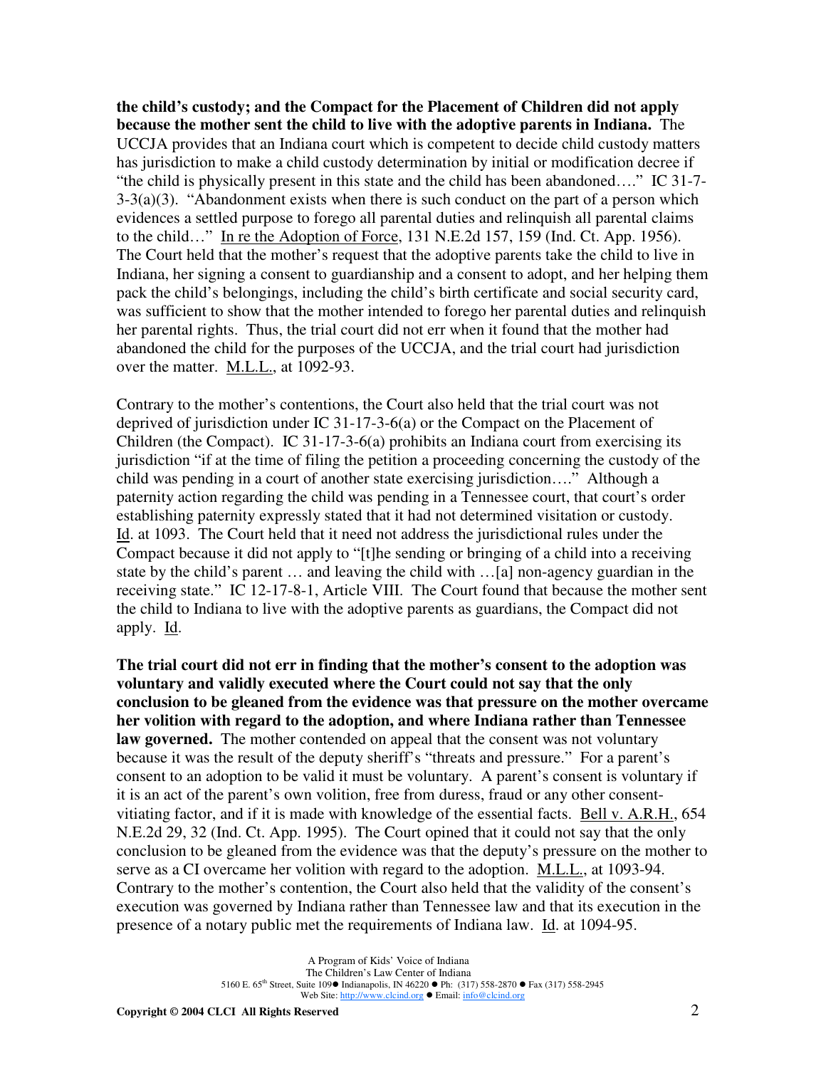**the child's custody; and the Compact for the Placement of Children did not apply because the mother sent the child to live with the adoptive parents in Indiana.** The UCCJA provides that an Indiana court which is competent to decide child custody matters has jurisdiction to make a child custody determination by initial or modification decree if "the child is physically present in this state and the child has been abandoned…." IC 31-7-3-3(a)(3). "Abandonment exists when there is such conduct on the part of a person which evidences a settled purpose to forego all parental duties and relinquish all parental claims to the child…" In re the Adoption of Force, 131 N.E.2d 157, 159 (Ind. Ct. App. 1956). The Court held that the mother's request that the adoptive parents take the child to live in Indiana, her signing a consent to guardianship and a consent to adopt, and her helping them pack the child's belongings, including the child's birth certificate and social security card, was sufficient to show that the mother intended to forego her parental duties and relinquish her parental rights. Thus, the trial court did not err when it found that the mother had abandoned the child for the purposes of the UCCJA, and the trial court had jurisdiction over the matter. M.L.L., at 1092-93.

Contrary to the mother's contentions, the Court also held that the trial court was not deprived of jurisdiction under IC 31-17-3-6(a) or the Compact on the Placement of Children (the Compact). IC 31-17-3-6(a) prohibits an Indiana court from exercising its jurisdiction "if at the time of filing the petition a proceeding concerning the custody of the child was pending in a court of another state exercising jurisdiction…." Although a paternity action regarding the child was pending in a Tennessee court, that court's order establishing paternity expressly stated that it had not determined visitation or custody. Id. at 1093. The Court held that it need not address the jurisdictional rules under the Compact because it did not apply to "[t]he sending or bringing of a child into a receiving state by the child's parent … and leaving the child with …[a] non-agency guardian in the receiving state." IC 12-17-8-1, Article VIII. The Court found that because the mother sent the child to Indiana to live with the adoptive parents as guardians, the Compact did not apply. Id.

**The trial court did not err in finding that the mother's consent to the adoption was voluntary and validly executed where the Court could not say that the only conclusion to be gleaned from the evidence was that pressure on the mother overcame her volition with regard to the adoption, and where Indiana rather than Tennessee law governed.** The mother contended on appeal that the consent was not voluntary because it was the result of the deputy sheriff's "threats and pressure." For a parent's consent to an adoption to be valid it must be voluntary. A parent's consent is voluntary if it is an act of the parent's own volition, free from duress, fraud or any other consent-vitiating factor, and if it is made with knowledge of the essential facts. Bell v. A.R.H., 654 N.E.2d 29, 32 (Ind. Ct. App. 1995). The Court opined that it could not say that the only conclusion to be gleaned from the evidence was that the deputy's pressure on the mother to serve as a CI overcame her volition with regard to the adoption. M.L.L., at 1093-94. Contrary to the mother's contention, the Court also held that the validity of the consent's execution was governed by Indiana rather than Tennessee law and that its execution in the presence of a notary public met the requirements of Indiana law. Id. at 1094-95.

A Program of Kids' Voice of Indiana
The Children's Law Center of Indiana
5160 E. 65th Street, Suite 109 ● Indianapolis, IN 46220 ● Ph: (317) 558-2870 ● Fax (317) 558-2945
Web Site: http://www.clcind.org ● Email: info@clcind.org

**Copyright © 2004 CLCI All Rights Reserved**